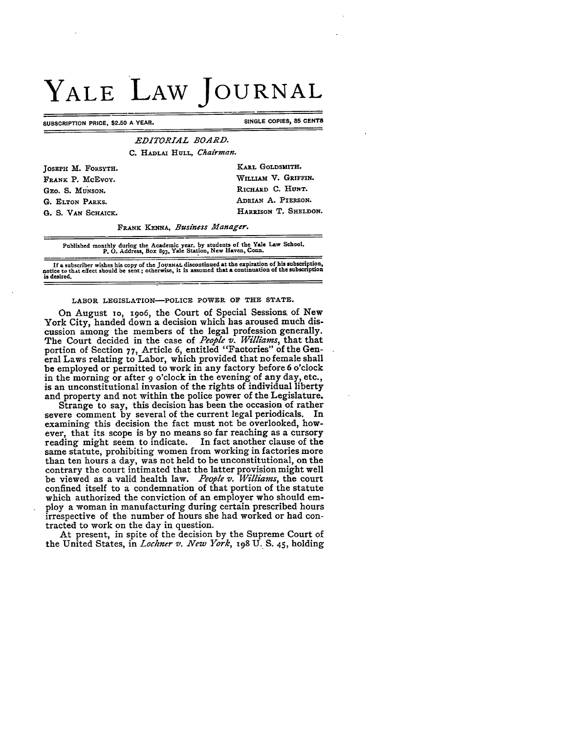# YALE LAW JOURNAL

SUBSCRIPTION PRICE, $2.50 A YEAR. SINGLE COPIES, 35 CENTS

*EDITORIAL BOARD.*

C. HADLAI HULL, *Chairman.*

JOSEPH M. FORSYTH.
FRANK P. MCEVOY.
GEO. S. MUNSON.
G. ELTON PARKS.
G. S. VAN SCHAICK.
KARL GOLDSMITH.
WILLIAM V. GRIFFIN.
RICHARD C. HUNT.
ADRIAN A. PIERSON.
HARRISON T. SHELDON.

FRANK KENNA, *Business Manager.*

Published monthly during the Academic year, by students of the Yale Law School.
P. O. Address, Box 893, Yale Station, New Haven, Conn.

If a subscriber wishes his copy of the JOURNAL discontinued at the expiration of his subscription, notice to that effect should be sent; otherwise, it is assumed that a continuation of the subscription is desired.

## LABOR LEGISLATION—POLICE POWER OF THE STATE.

On August 10, 1906, the Court of Special Sessions of New York City, handed down a decision which has aroused much discussion among the members of the legal profession generally. The Court decided in the case of *People v. Williams*, that that portion of Section 77, Article 6, entitled "Factories" of the General Laws relating to Labor, which provided that no female shall be employed or permitted to work in any factory before 6 o'clock in the morning or after 9 o'clock in the evening of any day, etc., is an unconstitutional invasion of the rights of individual liberty and property and not within the police power of the Legislature.

Strange to say, this decision has been the occasion of rather severe comment by several of the current legal periodicals. In examining this decision the fact must not be overlooked, however, that its scope is by no means so far reaching as a cursory reading might seem to indicate. In fact another clause of the same statute, prohibiting women from working in factories more than ten hours a day, was not held to be unconstitutional, on the contrary the court intimated that the latter provision might well be viewed as a valid health law. *People v. Williams*, the court confined itself to a condemnation of that portion of the statute which authorized the conviction of an employer who should employ a woman in manufacturing during certain prescribed hours irrespective of the number of hours she had worked or had contracted to work on the day in question.

At present, in spite of the decision by the Supreme Court of the United States, in *Lochner v. New York*, 198 U. S. 45, holding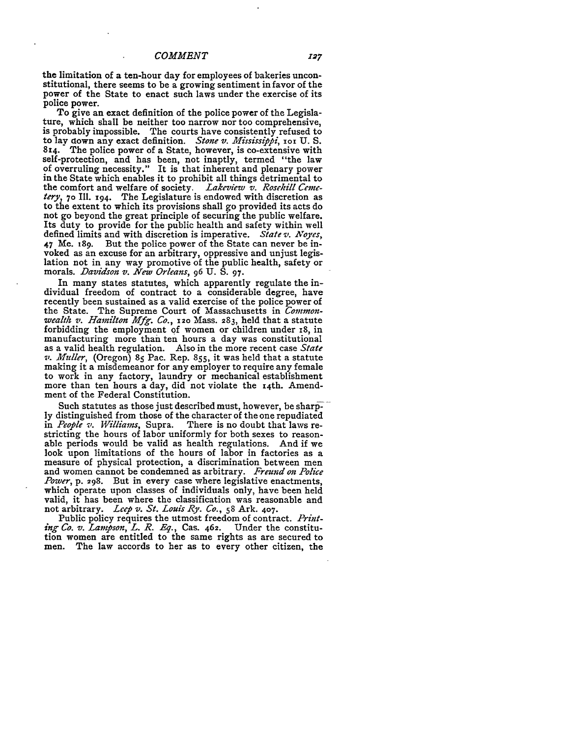the limitation of a ten-hour day for employees of bakeries unconstitutional, there seems to be a growing sentiment in favor of the power of the State to enact such laws under the exercise of its police power.

To give an exact definition of the police power of the Legislature, which shall be neither too narrow nor too comprehensive, is probably impossible. The courts have consistently refused to to lay down any exact definition. *Stone v. Mississippi*, 101 U. S. 814. The police power of a State, however, is co-extensive with self-protection, and has been, not inaptly, termed "the law of overruling necessity." It is that inherent and plenary power in the State which enables it to prohibit all things detrimental to the comfort and welfare of society. *Lakeview v. Rosehill Cemetery*, 70 Ill. 194. The Legislature is endowed with discretion as to the extent to which its provisions shall go provided its acts do not go beyond the great principle of securing the public welfare. Its duty to provide for the public health and safety within well defined limits and with discretion is imperative. *State v. Noyes*, 47 Me. 189. But the police power of the State can never be invoked as an excuse for an arbitrary, oppressive and unjust legislation not in any way promotive of the public health, safety or morals. *Davidson v. New Orleans*, 96 U. S. 97.

In many states statutes, which apparently regulate the individual freedom of contract to a considerable degree, have recently been sustained as a valid exercise of the police power of the State. The Supreme Court of Massachusetts in *Commonwealth v. Hamilton Mfg. Co.*, 120 Mass. 283, held that a statute forbidding the employment of women or children under 18, in manufacturing more than ten hours a day was constitutional as a valid health regulation. Also in the more recent case *State v. Muller*, (Oregon) 85 Pac. Rep. 855, it was held that a statute making it a misdemeanor for any employer to require any female to work in any factory, laundry or mechanical establishment more than ten hours a day, did not violate the 14th. Amendment of the Federal Constitution.

Such statutes as those just described must, however, be sharply distinguished from those of the character of the one repudiated in *People v. Williams*, Supra. There is no doubt that laws restricting the hours of labor uniformly for both sexes to reasonable periods would be valid as health regulations. And if we look upon limitations of the hours of labor in factories as a measure of physical protection, a discrimination between men and women cannot be condemned as arbitrary. *Freund on Police Power*, p. 298. But in every case where legislative enactments, which operate upon classes of individuals only, have been held valid, it has been where the classification was reasonable and not arbitrary. *Leep v. St. Louis Ry. Co.*, 58 Ark. 407.

Public policy requires the utmost freedom of contract. *Printing Co. v. Lampson*, *L. R. Eq.*, Cas. 462. Under the constitution women are entitled to the same rights as are secured to men. The law accords to her as to every other citizen, the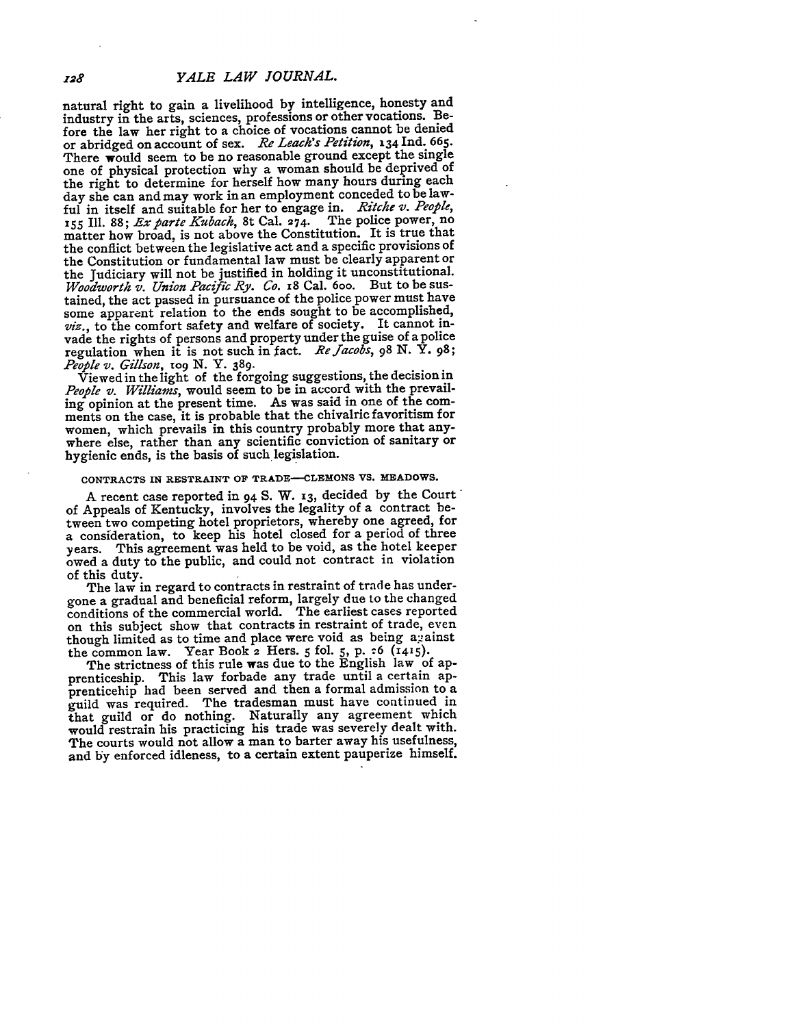natural right to gain a livelihood by intelligence, honesty and industry in the arts, sciences, professions or other vocations. Before the law her right to a choice of vocations cannot be denied or abridged on account of sex. *Re Leach's Petition*, 134 Ind. 665. There would seem to be no reasonable ground except the single one of physical protection why a woman should be deprived of the right to determine for herself how many hours during each day she can and may work in an employment conceded to be lawful in itself and suitable for her to engage in. *Ritche v. People*, 155 Ill. 88; *Ex parte Kubach*, 8t Cal. 274. The police power, no matter how broad, is not above the Constitution. It is true that the conflict between the legislative act and a specific provisions of the Constitution or fundamental law must be clearly apparent or the Judiciary will not be justified in holding it unconstitutional. *Woodworth v. Union Pacific Ry. Co.* 18 Cal. 600. But to be sustained, the act passed in pursuance of the police power must have some apparent relation to the ends sought to be accomplished, *viz.*, to the comfort safety and welfare of society. It cannot invade the rights of persons and property under the guise of a police regulation when it is not such in fact. *Re Jacobs*, 98 N. Y. 98; *People v. Gillson*, 109 N. Y. 389.

Viewed in the light of the forgoing suggestions, the decision in *People v. Williams*, would seem to be in accord with the prevailing opinion at the present time. As was said in one of the comments on the case, it is probable that the chivalric favoritism for women, which prevails in this country probably more that anywhere else, rather than any scientific conviction of sanitary or hygienic ends, is the basis of such legislation.

### CONTRACTS IN RESTRAINT OF TRADE—CLEMONS VS. MEADOWS.

A recent case reported in 94 S. W. 13, decided by the Court of Appeals of Kentucky, involves the legality of a contract between two competing hotel proprietors, whereby one agreed, for a consideration, to keep his hotel closed for a period of three years. This agreement was held to be void, as the hotel keeper owed a duty to the public, and could not contract in violation of this duty.

The law in regard to contracts in restraint of trade has undergone a gradual and beneficial reform, largely due to the changed conditions of the commercial world. The earliest cases reported on this subject show that contracts in restraint of trade, even though limited as to time and place were void as being against the common law. Year Book 2 Hers. 5 fol. 5, p. 26 (1415).

The strictness of this rule was due to the English law of apprenticeship. This law forbade any trade until a certain apprenticehip had been served and then a formal admission to a guild was required. The tradesman must have continued in that guild or do nothing. Naturally any agreement which would restrain his practicing his trade was severely dealt with. The courts would not allow a man to barter away his usefulness, and by enforced idleness, to a certain extent pauperize himself.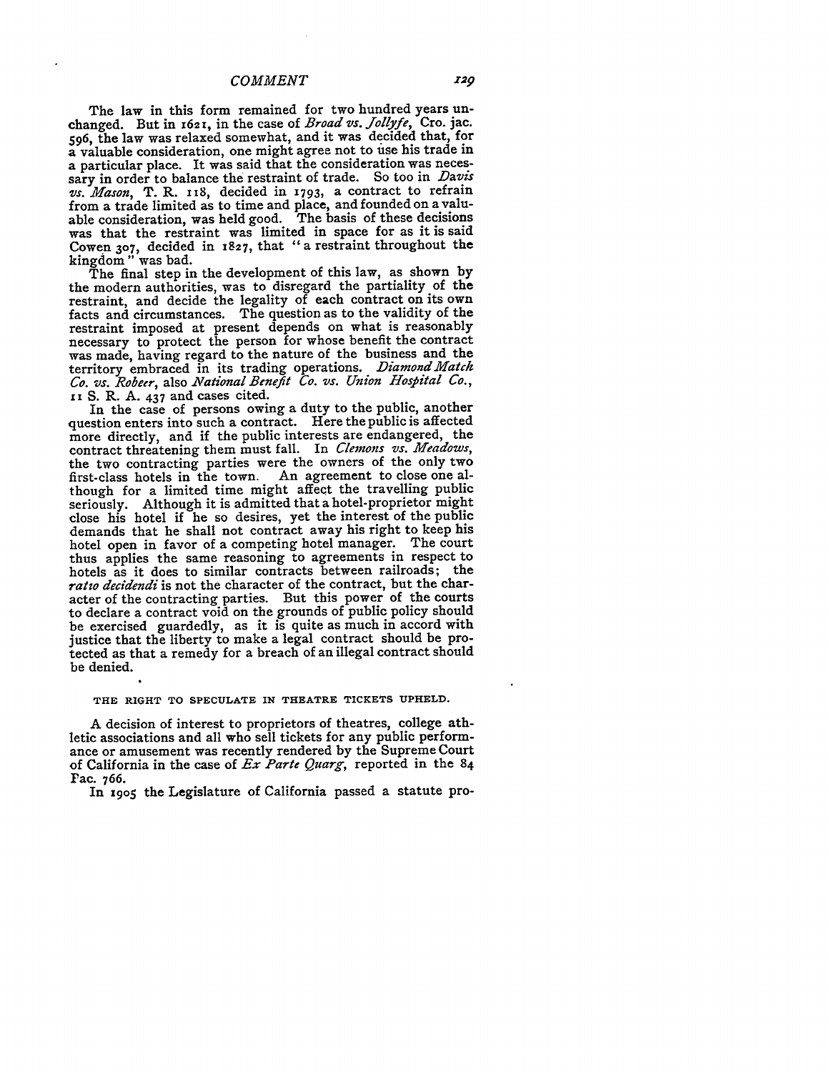The law in this form remained for two hundred years unchanged. But in 1621, in the case of *Broad vs. Jollyfe*, Cro. jac. 596, the law was relaxed somewhat, and it was decided that, for a valuable consideration, one might agree not to use his trade in a particular place. It was said that the consideration was necessary in order to balance the restraint of trade. So too in *Davis vs. Mason*, T. R. 118, decided in 1793, a contract to refrain from a trade limited as to time and place, and founded on a valuable consideration, was held good. The basis of these decisions was that the restraint was limited in space for as it is said Cowen 307, decided in 1827, that "a restraint throughout the kingdom" was bad.

The final step in the development of this law, as shown by the modern authorities, was to disregard the partiality of the restraint, and decide the legality of each contract on its own facts and circumstances. The question as to the validity of the restraint imposed at present depends on what is reasonably necessary to protect the person for whose benefit the contract was made, having regard to the nature of the business and the territory embraced in its trading operations. *Diamond Match Co. vs. Robeer*, also *National Benefit Co. vs. Union Hospital Co.*, 11 S. R. A. 437 and cases cited.

In the case of persons owing a duty to the public, another question enters into such a contract. Here the public is affected more directly, and if the public interests are endangered, the contract threatening them must fall. In *Clemons vs. Meadows*, the two contracting parties were the owners of the only two first-class hotels in the town. An agreement to close one although for a limited time might affect the travelling public seriously. Although it is admitted that a hotel-proprietor might close his hotel if he so desires, yet the interest of the public demands that he shall not contract away his right to keep his hotel open in favor of a competing hotel manager. The court thus applies the same reasoning to agreements in respect to hotels as it does to similar contracts between railroads; the *ratio decidendi* is not the character of the contract, but the character of the contracting parties. But this power of the courts to declare a contract void on the grounds of public policy should be exercised guardedly, as it is quite as much in accord with justice that the liberty to make a legal contract should be protected as that a remedy for a breach of an illegal contract should be denied.

### THE RIGHT TO SPECULATE IN THEATRE TICKETS UPHELD.

A decision of interest to proprietors of theatres, college athletic associations and all who sell tickets for any public performance or amusement was recently rendered by the Supreme Court of California in the case of *Ex Parte Quarg*, reported in the 84 Pac. 766.

In 1905 the Legislature of California passed a statute pro-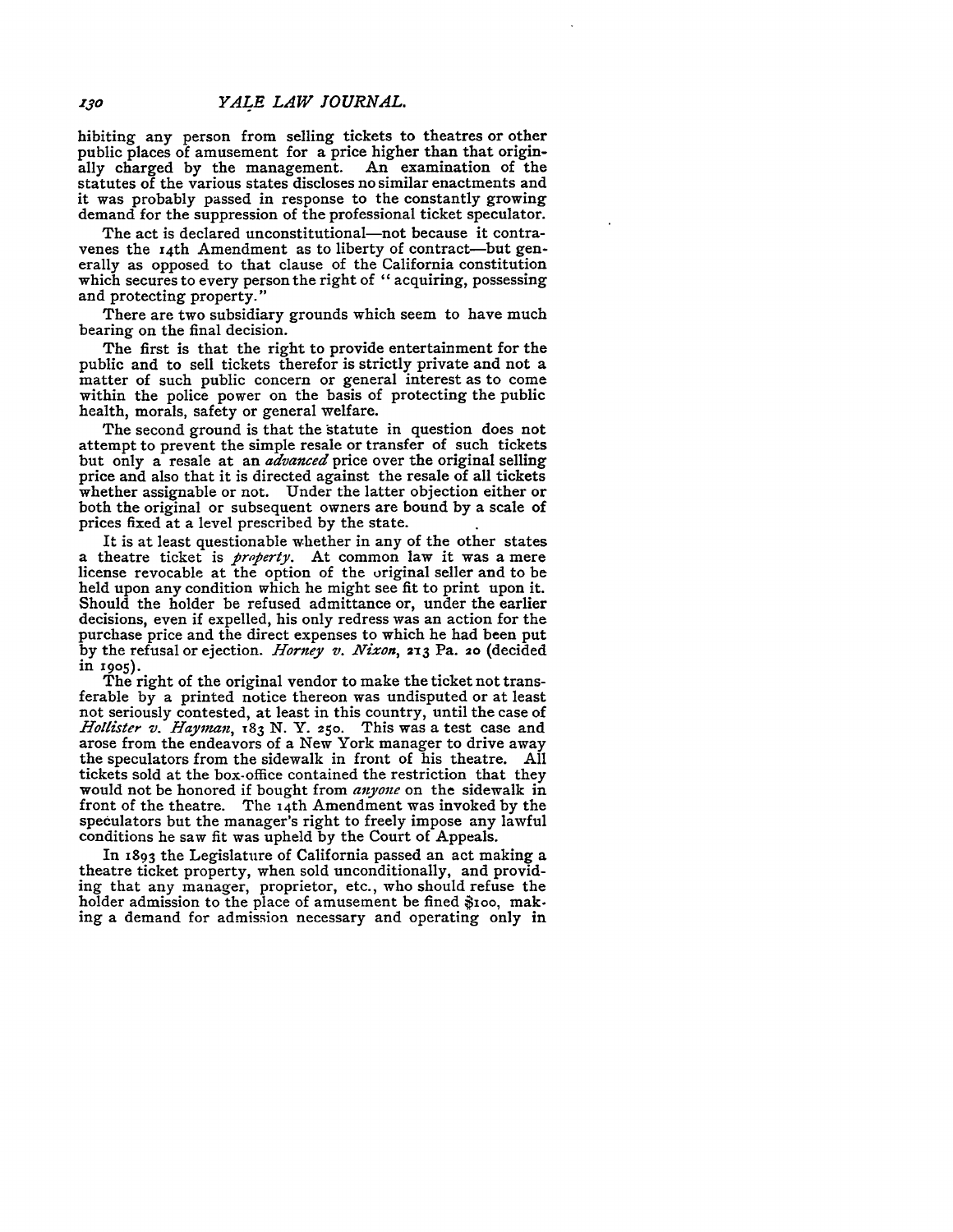hibiting any person from selling tickets to theatres or other public places of amusement for a price higher than that originally charged by the management. An examination of the statutes of the various states discloses no similar enactments and it was probably passed in response to the constantly growing demand for the suppression of the professional ticket speculator.

The act is declared unconstitutional—not because it contravenes the 14th Amendment as to liberty of contract—but generally as opposed to that clause of the California constitution which secures to every person the right of "acquiring, possessing and protecting property."

There are two subsidiary grounds which seem to have much bearing on the final decision.

The first is that the right to provide entertainment for the public and to sell tickets therefor is strictly private and not a matter of such public concern or general interest as to come within the police power on the basis of protecting the public health, morals, safety or general welfare.

The second ground is that the statute in question does not attempt to prevent the simple resale or transfer of such tickets but only a resale at an *advanced* price over the original selling price and also that it is directed against the resale of all tickets whether assignable or not. Under the latter objection either or both the original or subsequent owners are bound by a scale of prices fixed at a level prescribed by the state.

It is at least questionable whether in any of the other states a theatre ticket is *property*. At common law it was a mere license revocable at the option of the original seller and to be held upon any condition which he might see fit to print upon it. Should the holder be refused admittance or, under the earlier decisions, even if expelled, his only redress was an action for the purchase price and the direct expenses to which he had been put by the refusal or ejection. *Horney v. Nixon*, 213 Pa. 20 (decided in 1905).

The right of the original vendor to make the ticket not transferable by a printed notice thereon was undisputed or at least not seriously contested, at least in this country, until the case of *Hollister v. Hayman*, 183 N. Y. 250. This was a test case and arose from the endeavors of a New York manager to drive away the speculators from the sidewalk in front of his theatre. All tickets sold at the box-office contained the restriction that they would not be honored if bought from *anyone* on the sidewalk in front of the theatre. The 14th Amendment was invoked by the speculators but the manager's right to freely impose any lawful conditions he saw fit was upheld by the Court of Appeals.

In 1893 the Legislature of California passed an act making a theatre ticket property, when sold unconditionally, and providing that any manager, proprietor, etc., who should refuse the holder admission to the place of amusement be fined $100, making a demand for admission necessary and operating only in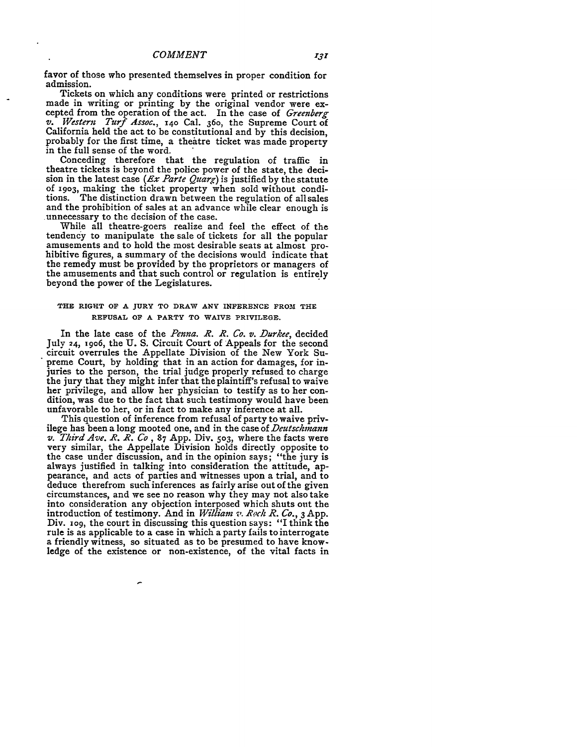favor of those who presented themselves in proper condition for admission.

Tickets on which any conditions were printed or restrictions made in writing or printing by the original vendor were excepted from the operation of the act. In the case of *Greenberg v. Western Turf Assoc.*, 140 Cal. 360, the Supreme Court of California held the act to be constitutional and by this decision, probably for the first time, a theatre ticket was made property in the full sense of the word.

Conceding therefore that the regulation of traffic in theatre tickets is beyond the police power of the state, the decision in the latest case (*Ex Parte Quarg*) is justified by the statute of 1903, making the ticket property when sold without conditions. The distinction drawn between the regulation of all sales and the prohibition of sales at an advance while clear enough is unnecessary to the decision of the case.

While all theatre-goers realize and feel the effect of the tendency to manipulate the sale of tickets for all the popular amusements and to hold the most desirable seats at almost prohibitive figures, a summary of the decisions would indicate that the remedy must be provided by the proprietors or managers of the amusements and that such control or regulation is entirely beyond the power of the Legislatures.

### THE RIGHT OF A JURY TO DRAW ANY INFERENCE FROM THE REFUSAL OF A PARTY TO WAIVE PRIVILEGE.

In the late case of the *Penna. R. R. Co. v. Durkee*, decided July 24, 1906, the U. S. Circuit Court of Appeals for the second circuit overrules the Appellate Division of the New York Supreme Court, by holding that in an action for damages, for injuries to the person, the trial judge properly refused to charge the jury that they might infer that the plaintiff's refusal to waive her privilege, and allow her physician to testify as to her condition, was due to the fact that such testimony would have been unfavorable to her, or in fact to make any inference at all.

This question of inference from refusal of party to waive privilege has been a long mooted one, and in the case of *Deutschmann v. Third Ave. R. R. Co*, 87 App. Div. 503, where the facts were very similar, the Appellate Division holds directly opposite to the case under discussion, and in the opinion says; "the jury is always justified in talking into consideration the attitude, appearance, and acts of parties and witnesses upon a trial, and to deduce therefrom such inferences as fairly arise out of the given circumstances, and we see no reason why they may not also take into consideration any objection interposed which shuts out the introduction of testimony. And in *William v. Roch R. Co.*, 3 App. Div. 109, the court in discussing this question says: "I think the rule is as applicable to a case in which a party fails to interrogate a friendly witness, so situated as to be presumed to have knowledge of the existence or non-existence, of the vital facts in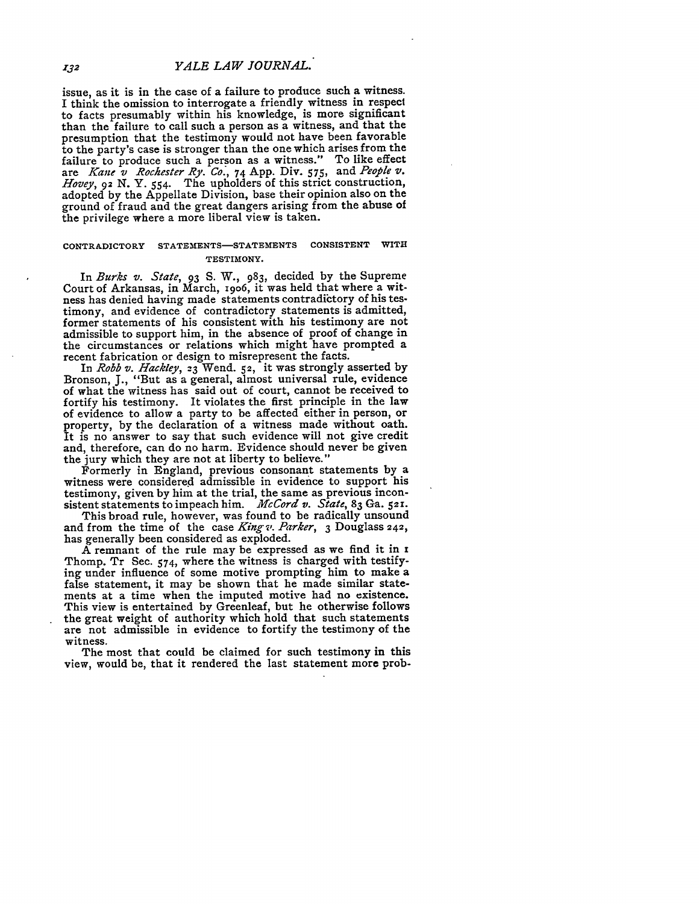issue, as it is in the case of a failure to produce such a witness. I think the omission to interrogate a friendly witness in respect to facts presumably within his knowledge, is more significant than the failure to call such a person as a witness, and that the presumption that the testimony would not have been favorable to the party's case is stronger than the one which arises from the failure to produce such a person as a witness." To like effect are *Kane v Rochester Ry. Co.*, 74 App. Div. 575, and *People v. Hovey*, 92 N. Y. 554. The upholders of this strict construction, adopted by the Appellate Division, base their opinion also on the ground of fraud and the great dangers arising from the abuse of the privilege where a more liberal view is taken.

### CONTRADICTORY STATEMENTS—STATEMENTS CONSISTENT WITH TESTIMONY.

In *Burks v. State*, 93 S. W., 983, decided by the Supreme Court of Arkansas, in March, 1906, it was held that where a witness has denied having made statements contradictory of his testimony, and evidence of contradictory statements is admitted, former statements of his consistent with his testimony are not admissible to support him, in the absence of proof of change in the circumstances or relations which might have prompted a recent fabrication or design to misrepresent the facts.

In *Robb v. Hackley*, 23 Wend. 52, it was strongly asserted by Bronson, J., "But as a general, almost universal rule, evidence of what the witness has said out of court, cannot be received to fortify his testimony. It violates the first principle in the law of evidence to allow a party to be affected either in person, or property, by the declaration of a witness made without oath. It is no answer to say that such evidence will not give credit and, therefore, can do no harm. Evidence should never be given the jury which they are not at liberty to believe."

Formerly in England, previous consonant statements by a witness were considered admissible in evidence to support his testimony, given by him at the trial, the same as previous inconsistent statements to impeach him. *McCord v. State*, 83 Ga. 521.

This broad rule, however, was found to be radically unsound and from the time of the case *King v. Parker*, 3 Douglass 242, has generally been considered as exploded.

A remnant of the rule may be expressed as we find it in 1 Thomp. Tr Sec. 574, where the witness is charged with testifying under influence of some motive prompting him to make a false statement, it may be shown that he made similar statements at a time when the imputed motive had no existence. This view is entertained by Greenleaf, but he otherwise follows the great weight of authority which hold that such statements are not admissible in evidence to fortify the testimony of the witness.

The most that could be claimed for such testimony in this view, would be, that it rendered the last statement more prob-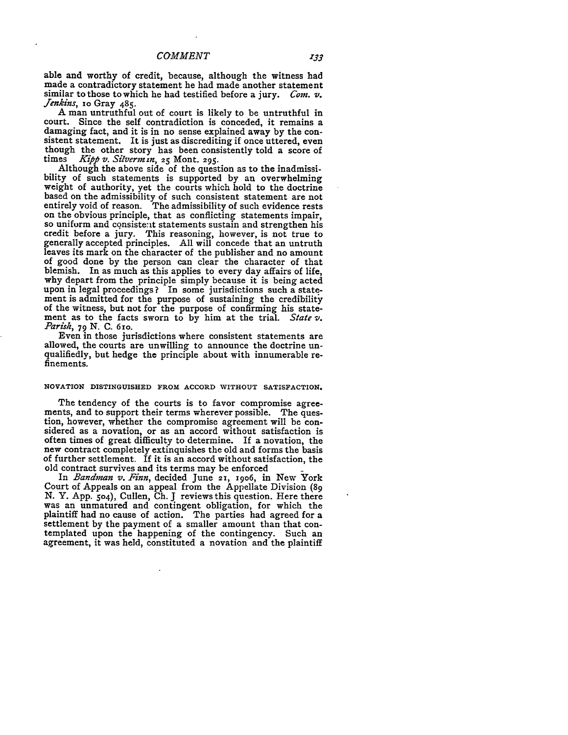able and worthy of credit, because, although the witness had made a contradictory statement he had made another statement similar to those to which he had testified before a jury. *Com. v. Jenkins*, 10 Gray 485.

A man untruthful out of court is likely to be untruthful in court. Since the self contradiction is conceded, it remains a damaging fact, and it is in no sense explained away by the consistent statement. It is just as discrediting if once uttered, even though the other story has been consistently told a score of times *Kipp v. Silvermin*, 25 Mont. 295.

Although the above side of the question as to the inadmissibility of such statements is supported by an overwhelming weight of authority, yet the courts which hold to the doctrine based on the admissibility of such consistent statement are not entirely void of reason. The admissibility of such evidence rests on the obvious principle, that as conflicting statements impair, so uniform and consistent statements sustain and strengthen his credit before a jury. This reasoning, however, is not true to generally accepted principles. All will concede that an untruth leaves its mark on the character of the publisher and no amount of good done by the person can clear the character of that blemish. In as much as this applies to every day affairs of life, why depart from the principle simply because it is being acted upon in legal proceedings? In some jurisdictions such a statement is admitted for the purpose of sustaining the credibility of the witness, but not for the purpose of confirming his statement as to the facts sworn to by him at the trial. *State v. Parish*, 79 N. C. 610.

Even in those jurisdictions where consistent statements are allowed, the courts are unwilling to announce the doctrine unqualifiedly, but hedge the principle about with innumerable refinements.

## NOVATION DISTINGUISHED FROM ACCORD WITHOUT SATISFACTION.

The tendency of the courts is to favor compromise agreements, and to support their terms wherever possible. The question, however, whether the compromise agreement will be considered as a novation, or as an accord without satisfaction is often times of great difficulty to determine. If a novation, the new contract completely extinquishes the old and forms the basis of further settlement. If it is an accord without satisfaction, the old contract survives and its terms may be enforced

In *Bandman v. Finn*, decided June 21, 1906, in New York Court of Appeals on an appeal from the Appellate Division (89 N. Y. App. 504), Cullen, Ch. J reviews this question. Here there was an unmatured and contingent obligation, for which the plaintiff had no cause of action. The parties had agreed for a settlement by the payment of a smaller amount than that contemplated upon the happening of the contingency. Such an agreement, it was held, constituted a novation and the plaintiff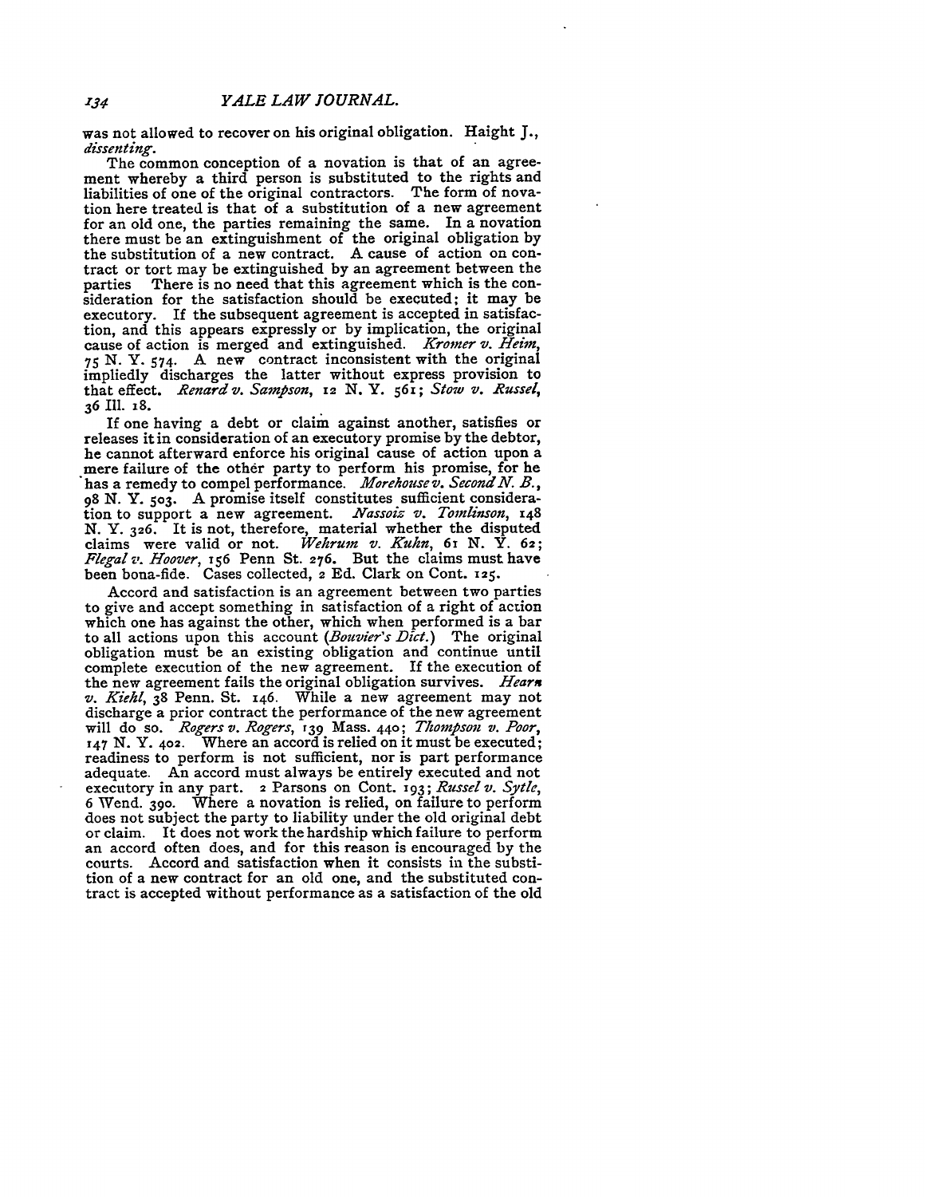was not allowed to recover on his original obligation. Haight J., *dissenting*.

The common conception of a novation is that of an agreement whereby a third person is substituted to the rights and liabilities of one of the original contractors. The form of novation here treated is that of a substitution of a new agreement for an old one, the parties remaining the same. In a novation there must be an extinguishment of the original obligation by the substitution of a new contract. A cause of action on contract or tort may be extinguished by an agreement between the parties There is no need that this agreement which is the consideration for the satisfaction should be executed; it may be executory. If the subsequent agreement is accepted in satisfaction, and this appears expressly or by implication, the original cause of action is merged and extinguished. *Kromer v. Heim*, 75 N. Y. 574. A new contract inconsistent with the original impliedly discharges the latter without express provision to that effect. *Renard v. Sampson*, 12 N. Y. 561; *Stow v. Russel*, 36 Ill. 18.

If one having a debt or claim against another, satisfies or releases it in consideration of an executory promise by the debtor, he cannot afterward enforce his original cause of action upon a mere failure of the other party to perform his promise, for he has a remedy to compel performance. *Morehouse v. Second N. B.*, 98 N. Y. 503. A promise itself constitutes sufficient consideration to support a new agreement. *Nassoiz v. Tomlinson*, 148 N. Y. 326. It is not, therefore, material whether the disputed claims were valid or not. *Wehrum v. Kuhn*, 61 N. Y. 62; *Flegal v. Hoover*, 156 Penn St. 276. But the claims must have been bona-fide. Cases collected, 2 Ed. Clark on Cont. 125.

Accord and satisfaction is an agreement between two parties to give and accept something in satisfaction of a right of action which one has against the other, which when performed is a bar to all actions upon this account (*Bouvier's Dict.*) The original obligation must be an existing obligation and continue until complete execution of the new agreement. If the execution of the new agreement fails the original obligation survives. *Hearn v. Kiehl*, 38 Penn. St. 146. While a new agreement may not discharge a prior contract the performance of the new agreement will do so. *Rogers v. Rogers*, 139 Mass. 440; *Thompson v. Poor*, 147 N. Y. 402. Where an accord is relied on it must be executed; readiness to perform is not sufficient, nor is part performance adequate. An accord must always be entirely executed and not executory in any part. 2 Parsons on Cont. 193; *Russel v. Sytle*, 6 Wend. 390. Where a novation is relied, on failure to perform does not subject the party to liability under the old original debt or claim. It does not work the hardship which failure to perform an accord often does, and for this reason is encouraged by the courts. Accord and satisfaction when it consists in the substition of a new contract for an old one, and the substituted contract is accepted without performance as a satisfaction of the old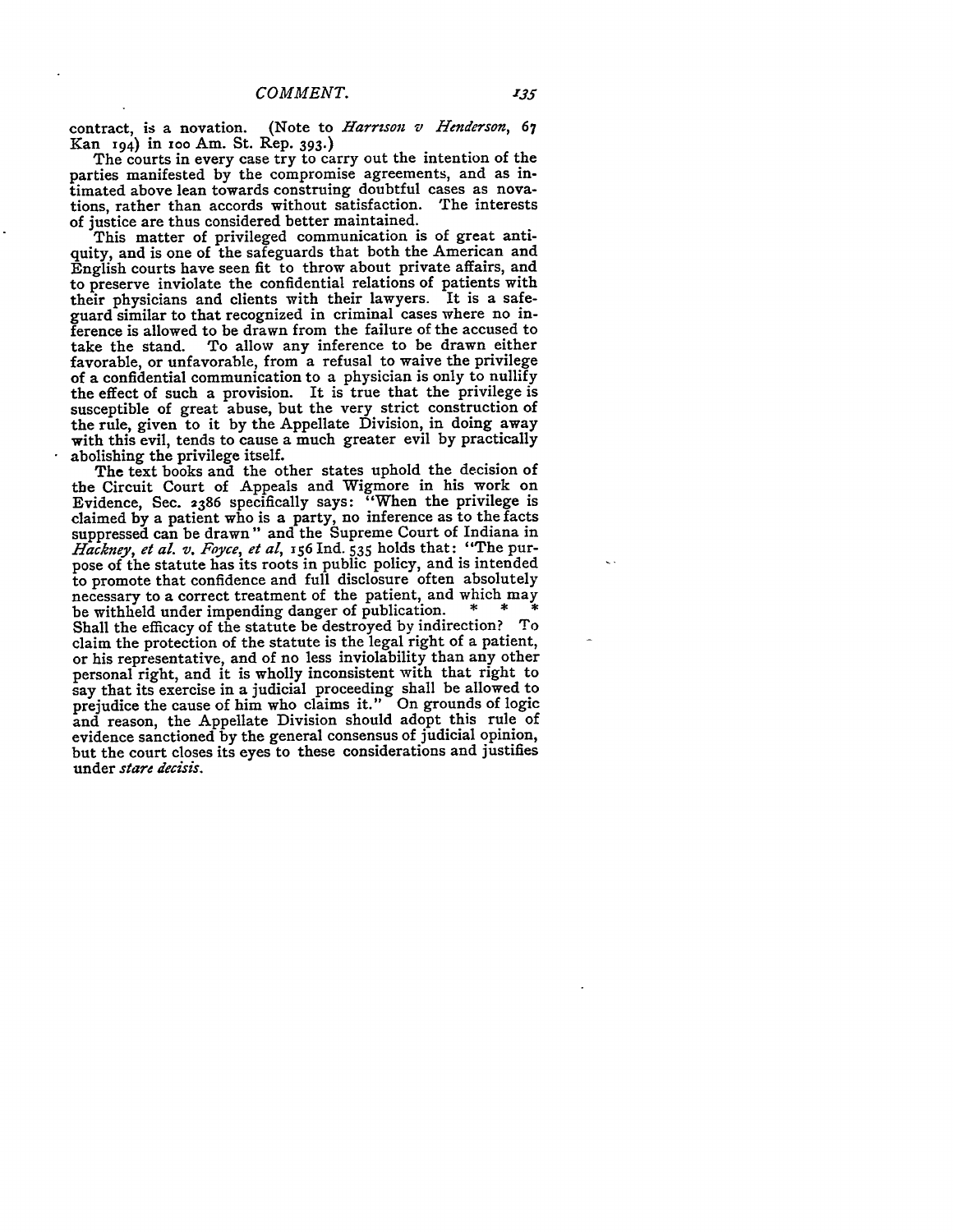contract, is a novation. (Note to *Harrison v Henderson*, 67 Kan 194) in 100 Am. St. Rep. 393.)

The courts in every case try to carry out the intention of the parties manifested by the compromise agreements, and as intimated above lean towards construing doubtful cases as novations, rather than accords without satisfaction. The interests of justice are thus considered better maintained.

This matter of privileged communication is of great antiquity, and is one of the safeguards that both the American and English courts have seen fit to throw about private affairs, and to preserve inviolate the confidential relations of patients with their physicians and clients with their lawyers. It is a safeguard similar to that recognized in criminal cases where no inference is allowed to be drawn from the failure of the accused to take the stand. To allow any inference to be drawn either favorable, or unfavorable, from a refusal to waive the privilege of a confidential communication to a physician is only to nullify the effect of such a provision. It is true that the privilege is susceptible of great abuse, but the very strict construction of the rule, given to it by the Appellate Division, in doing away with this evil, tends to cause a much greater evil by practically abolishing the privilege itself.

The text books and the other states uphold the decision of the Circuit Court of Appeals and Wigmore in his work on Evidence, Sec. 2386 specifically says: "When the privilege is claimed by a patient who is a party, no inference as to the facts suppressed can be drawn" and the Supreme Court of Indiana in *Hackney, et al. v. Fayce, et al*, 156 Ind. 535 holds that: "The purpose of the statute has its roots in public policy, and is intended to promote that confidence and full disclosure often absolutely necessary to a correct treatment of the patient, and which may be withheld under impending danger of publication. * * * Shall the efficacy of the statute be destroyed by indirection? To claim the protection of the statute is the legal right of a patient, or his representative, and of no less inviolability than any other personal right, and it is wholly inconsistent with that right to say that its exercise in a judicial proceeding shall be allowed to prejudice the cause of him who claims it." On grounds of logic and reason, the Appellate Division should adopt this rule of evidence sanctioned by the general consensus of judicial opinion, but the court closes its eyes to these considerations and justifies under *stare decisis*.